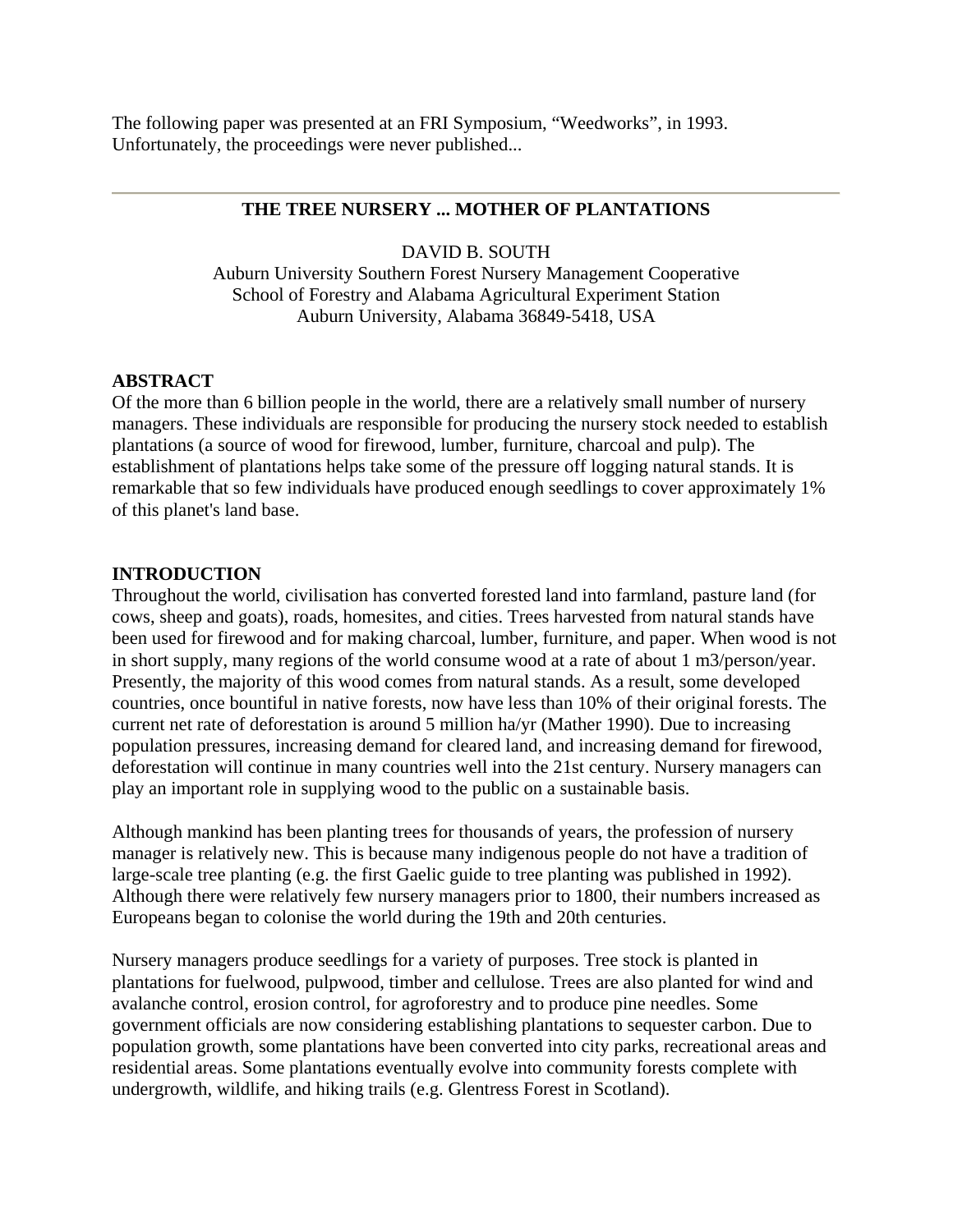The following paper was presented at an FRI Symposium, "Weedworks", in 1993. Unfortunately, the proceedings were never published...

---

## THE TREE NURSERY ... MOTHER OF PLANTATIONS

DAVID B. SOUTH
Auburn University Southern Forest Nursery Management Cooperative
School of Forestry and Alabama Agricultural Experiment Station
Auburn University, Alabama 36849-5418, USA

### ABSTRACT

Of the more than 6 billion people in the world, there are a relatively small number of nursery managers. These individuals are responsible for producing the nursery stock needed to establish plantations (a source of wood for firewood, lumber, furniture, charcoal and pulp). The establishment of plantations helps take some of the pressure off logging natural stands. It is remarkable that so few individuals have produced enough seedlings to cover approximately 1% of this planet's land base.

### INTRODUCTION

Throughout the world, civilisation has converted forested land into farmland, pasture land (for cows, sheep and goats), roads, homesites, and cities. Trees harvested from natural stands have been used for firewood and for making charcoal, lumber, furniture, and paper. When wood is not in short supply, many regions of the world consume wood at a rate of about 1 m3/person/year. Presently, the majority of this wood comes from natural stands. As a result, some developed countries, once bountiful in native forests, now have less than 10% of their original forests. The current net rate of deforestation is around 5 million ha/yr (Mather 1990). Due to increasing population pressures, increasing demand for cleared land, and increasing demand for firewood, deforestation will continue in many countries well into the 21st century. Nursery managers can play an important role in supplying wood to the public on a sustainable basis.

Although mankind has been planting trees for thousands of years, the profession of nursery manager is relatively new. This is because many indigenous people do not have a tradition of large-scale tree planting (e.g. the first Gaelic guide to tree planting was published in 1992). Although there were relatively few nursery managers prior to 1800, their numbers increased as Europeans began to colonise the world during the 19th and 20th centuries.

Nursery managers produce seedlings for a variety of purposes. Tree stock is planted in plantations for fuelwood, pulpwood, timber and cellulose. Trees are also planted for wind and avalanche control, erosion control, for agroforestry and to produce pine needles. Some government officials are now considering establishing plantations to sequester carbon. Due to population growth, some plantations have been converted into city parks, recreational areas and residential areas. Some plantations eventually evolve into community forests complete with undergrowth, wildlife, and hiking trails (e.g. Glentress Forest in Scotland).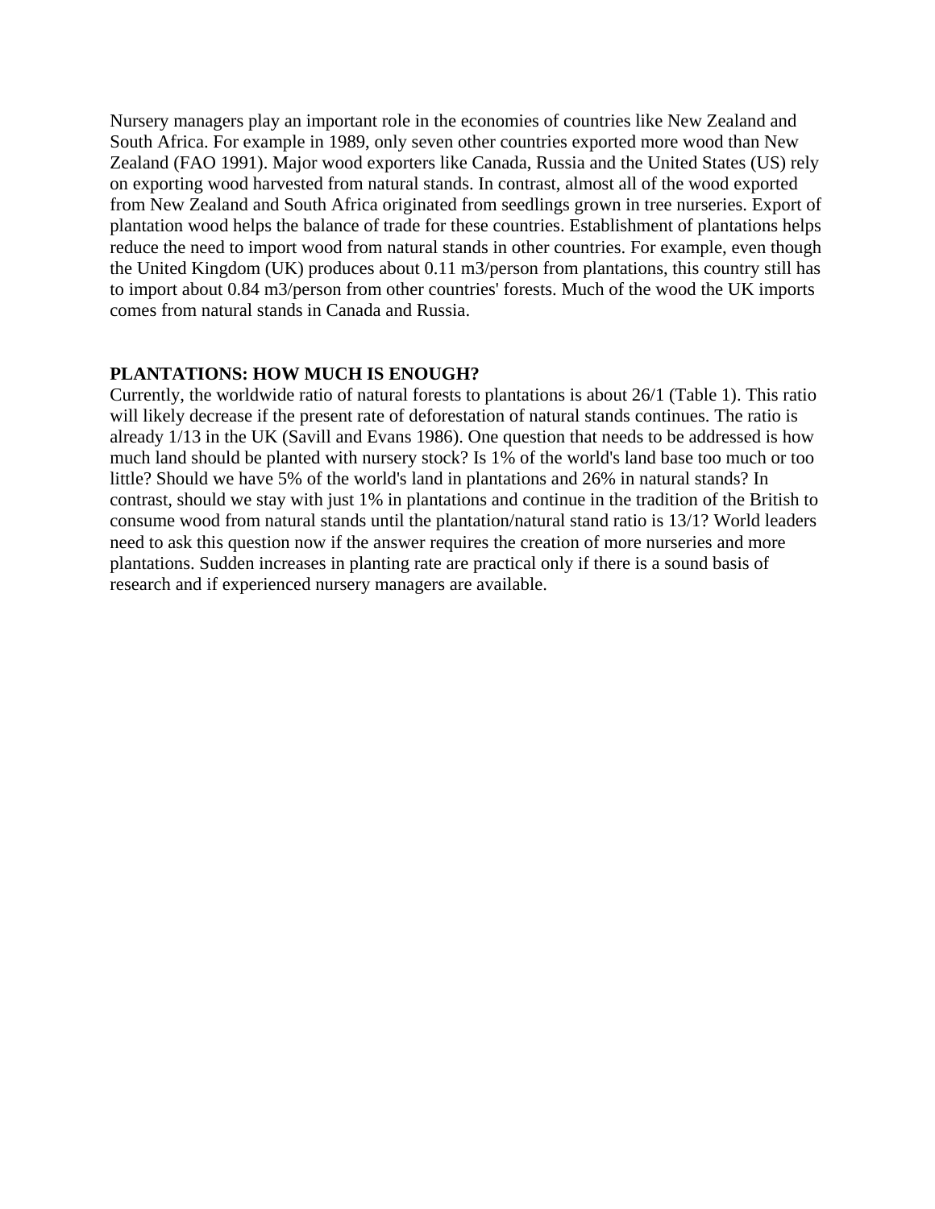Nursery managers play an important role in the economies of countries like New Zealand and South Africa. For example in 1989, only seven other countries exported more wood than New Zealand (FAO 1991). Major wood exporters like Canada, Russia and the United States (US) rely on exporting wood harvested from natural stands. In contrast, almost all of the wood exported from New Zealand and South Africa originated from seedlings grown in tree nurseries. Export of plantation wood helps the balance of trade for these countries. Establishment of plantations helps reduce the need to import wood from natural stands in other countries. For example, even though the United Kingdom (UK) produces about 0.11 m3/person from plantations, this country still has to import about 0.84 m3/person from other countries' forests. Much of the wood the UK imports comes from natural stands in Canada and Russia.

## PLANTATIONS: HOW MUCH IS ENOUGH?

Currently, the worldwide ratio of natural forests to plantations is about 26/1 (Table 1). This ratio will likely decrease if the present rate of deforestation of natural stands continues. The ratio is already 1/13 in the UK (Savill and Evans 1986). One question that needs to be addressed is how much land should be planted with nursery stock? Is 1% of the world's land base too much or too little? Should we have 5% of the world's land in plantations and 26% in natural stands? In contrast, should we stay with just 1% in plantations and continue in the tradition of the British to consume wood from natural stands until the plantation/natural stand ratio is 13/1? World leaders need to ask this question now if the answer requires the creation of more nurseries and more plantations. Sudden increases in planting rate are practical only if there is a sound basis of research and if experienced nursery managers are available.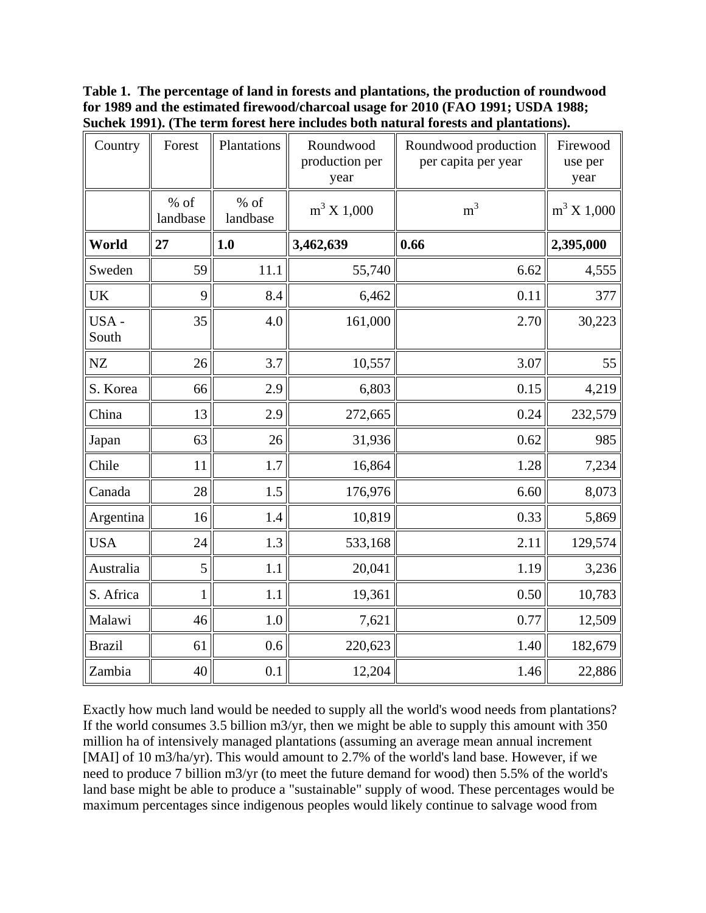**Table 1. The percentage of land in forests and plantations, the production of roundwood for 1989 and the estimated firewood/charcoal usage for 2010 (FAO 1991; USDA 1988; Suchek 1991). (The term forest here includes both natural forests and plantations).**

| Country | Forest | Plantations | Roundwood production per year | Roundwood production per capita per year | Firewood use per year |
|---|---|---|---|---|---|
| | % of landbase | % of landbase | $m^3$ X 1,000 | $m^3$ | $m^3$ X 1,000 |
| **World** | **27** | **1.0** | **3,462,639** | **0.66** | **2,395,000** |
| Sweden | 59 | 11.1 | 55,740 | 6.62 | 4,555 |
| UK | 9 | 8.4 | 6,462 | 0.11 | 377 |
| USA - South | 35 | 4.0 | 161,000 | 2.70 | 30,223 |
| NZ | 26 | 3.7 | 10,557 | 3.07 | 55 |
| S. Korea | 66 | 2.9 | 6,803 | 0.15 | 4,219 |
| China | 13 | 2.9 | 272,665 | 0.24 | 232,579 |
| Japan | 63 | 26 | 31,936 | 0.62 | 985 |
| Chile | 11 | 1.7 | 16,864 | 1.28 | 7,234 |
| Canada | 28 | 1.5 | 176,976 | 6.60 | 8,073 |
| Argentina | 16 | 1.4 | 10,819 | 0.33 | 5,869 |
| USA | 24 | 1.3 | 533,168 | 2.11 | 129,574 |
| Australia | 5 | 1.1 | 20,041 | 1.19 | 3,236 |
| S. Africa | 1 | 1.1 | 19,361 | 0.50 | 10,783 |
| Malawi | 46 | 1.0 | 7,621 | 0.77 | 12,509 |
| Brazil | 61 | 0.6 | 220,623 | 1.40 | 182,679 |
| Zambia | 40 | 0.1 | 12,204 | 1.46 | 22,886 |

Exactly how much land would be needed to supply all the world's wood needs from plantations? If the world consumes 3.5 billion m3/yr, then we might be able to supply this amount with 350 million ha of intensively managed plantations (assuming an average mean annual increment [MAI] of 10 m3/ha/yr). This would amount to 2.7% of the world's land base. However, if we need to produce 7 billion m3/yr (to meet the future demand for wood) then 5.5% of the world's land base might be able to produce a "sustainable" supply of wood. These percentages would be maximum percentages since indigenous peoples would likely continue to salvage wood from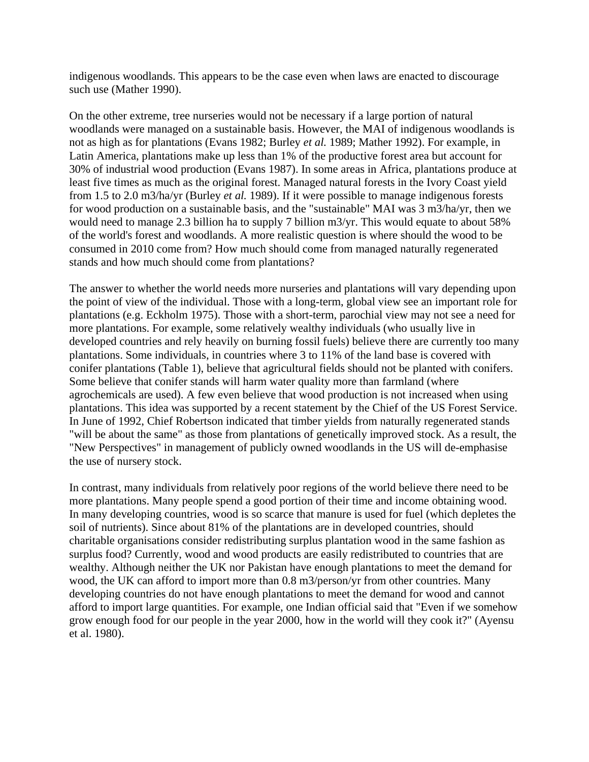indigenous woodlands. This appears to be the case even when laws are enacted to discourage such use (Mather 1990).

On the other extreme, tree nurseries would not be necessary if a large portion of natural woodlands were managed on a sustainable basis. However, the MAI of indigenous woodlands is not as high as for plantations (Evans 1982; Burley *et al.* 1989; Mather 1992). For example, in Latin America, plantations make up less than 1% of the productive forest area but account for 30% of industrial wood production (Evans 1987). In some areas in Africa, plantations produce at least five times as much as the original forest. Managed natural forests in the Ivory Coast yield from 1.5 to 2.0 m3/ha/yr (Burley *et al.* 1989). If it were possible to manage indigenous forests for wood production on a sustainable basis, and the "sustainable" MAI was 3 m3/ha/yr, then we would need to manage 2.3 billion ha to supply 7 billion m3/yr. This would equate to about 58% of the world's forest and woodlands. A more realistic question is where should the wood to be consumed in 2010 come from? How much should come from managed naturally regenerated stands and how much should come from plantations?

The answer to whether the world needs more nurseries and plantations will vary depending upon the point of view of the individual. Those with a long-term, global view see an important role for plantations (e.g. Eckholm 1975). Those with a short-term, parochial view may not see a need for more plantations. For example, some relatively wealthy individuals (who usually live in developed countries and rely heavily on burning fossil fuels) believe there are currently too many plantations. Some individuals, in countries where 3 to 11% of the land base is covered with conifer plantations (Table 1), believe that agricultural fields should not be planted with conifers. Some believe that conifer stands will harm water quality more than farmland (where agrochemicals are used). A few even believe that wood production is not increased when using plantations. This idea was supported by a recent statement by the Chief of the US Forest Service. In June of 1992, Chief Robertson indicated that timber yields from naturally regenerated stands "will be about the same" as those from plantations of genetically improved stock. As a result, the "New Perspectives" in management of publicly owned woodlands in the US will de-emphasise the use of nursery stock.

In contrast, many individuals from relatively poor regions of the world believe there need to be more plantations. Many people spend a good portion of their time and income obtaining wood. In many developing countries, wood is so scarce that manure is used for fuel (which depletes the soil of nutrients). Since about 81% of the plantations are in developed countries, should charitable organisations consider redistributing surplus plantation wood in the same fashion as surplus food? Currently, wood and wood products are easily redistributed to countries that are wealthy. Although neither the UK nor Pakistan have enough plantations to meet the demand for wood, the UK can afford to import more than 0.8 m3/person/yr from other countries. Many developing countries do not have enough plantations to meet the demand for wood and cannot afford to import large quantities. For example, one Indian official said that "Even if we somehow grow enough food for our people in the year 2000, how in the world will they cook it?" (Ayensu et al. 1980).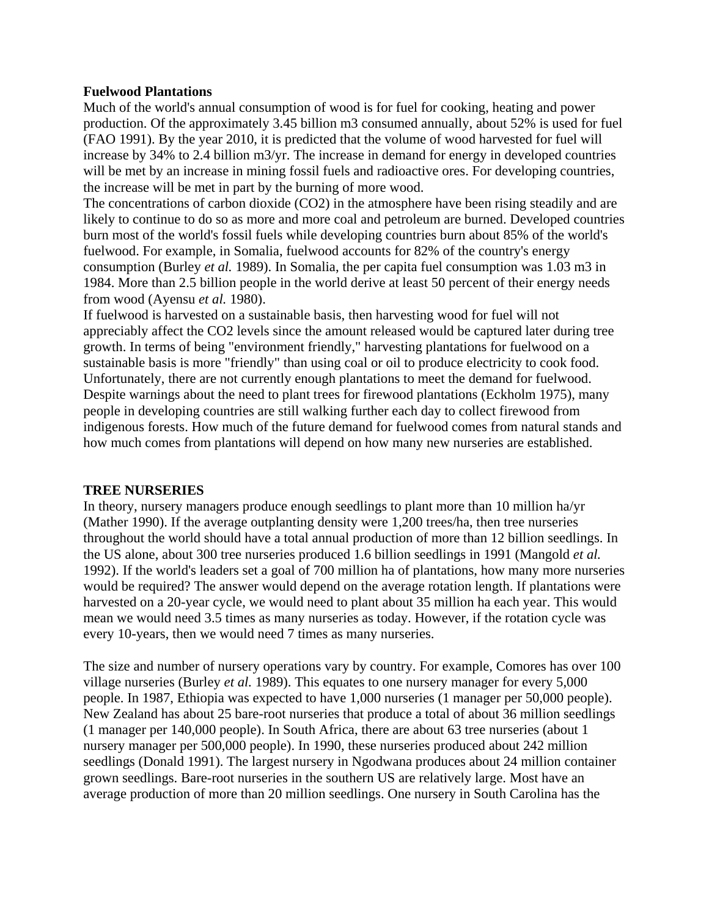**Fuelwood Plantations**

Much of the world's annual consumption of wood is for fuel for cooking, heating and power production. Of the approximately 3.45 billion m3 consumed annually, about 52% is used for fuel (FAO 1991). By the year 2010, it is predicted that the volume of wood harvested for fuel will increase by 34% to 2.4 billion m3/yr. The increase in demand for energy in developed countries will be met by an increase in mining fossil fuels and radioactive ores. For developing countries, the increase will be met in part by the burning of more wood.

The concentrations of carbon dioxide ($CO_2$) in the atmosphere have been rising steadily and are likely to continue to do so as more and more coal and petroleum are burned. Developed countries burn most of the world's fossil fuels while developing countries burn about 85% of the world's fuelwood. For example, in Somalia, fuelwood accounts for 82% of the country's energy consumption (Burley *et al.* 1989). In Somalia, the per capita fuel consumption was 1.03 m3 in 1984. More than 2.5 billion people in the world derive at least 50 percent of their energy needs from wood (Ayensu *et al.* 1980).

If fuelwood is harvested on a sustainable basis, then harvesting wood for fuel will not appreciably affect the $CO_2$ levels since the amount released would be captured later during tree growth. In terms of being "environment friendly," harvesting plantations for fuelwood on a sustainable basis is more "friendly" than using coal or oil to produce electricity to cook food. Unfortunately, there are not currently enough plantations to meet the demand for fuelwood. Despite warnings about the need to plant trees for firewood plantations (Eckholm 1975), many people in developing countries are still walking further each day to collect firewood from indigenous forests. How much of the future demand for fuelwood comes from natural stands and how much comes from plantations will depend on how many new nurseries are established.

**TREE NURSERIES**

In theory, nursery managers produce enough seedlings to plant more than 10 million ha/yr (Mather 1990). If the average outplanting density were 1,200 trees/ha, then tree nurseries throughout the world should have a total annual production of more than 12 billion seedlings. In the US alone, about 300 tree nurseries produced 1.6 billion seedlings in 1991 (Mangold *et al.* 1992). If the world's leaders set a goal of 700 million ha of plantations, how many more nurseries would be required? The answer would depend on the average rotation length. If plantations were harvested on a 20-year cycle, we would need to plant about 35 million ha each year. This would mean we would need 3.5 times as many nurseries as today. However, if the rotation cycle was every 10-years, then we would need 7 times as many nurseries.

The size and number of nursery operations vary by country. For example, Comores has over 100 village nurseries (Burley *et al.* 1989). This equates to one nursery manager for every 5,000 people. In 1987, Ethiopia was expected to have 1,000 nurseries (1 manager per 50,000 people). New Zealand has about 25 bare-root nurseries that produce a total of about 36 million seedlings (1 manager per 140,000 people). In South Africa, there are about 63 tree nurseries (about 1 nursery manager per 500,000 people). In 1990, these nurseries produced about 242 million seedlings (Donald 1991). The largest nursery in Ngodwana produces about 24 million container grown seedlings. Bare-root nurseries in the southern US are relatively large. Most have an average production of more than 20 million seedlings. One nursery in South Carolina has the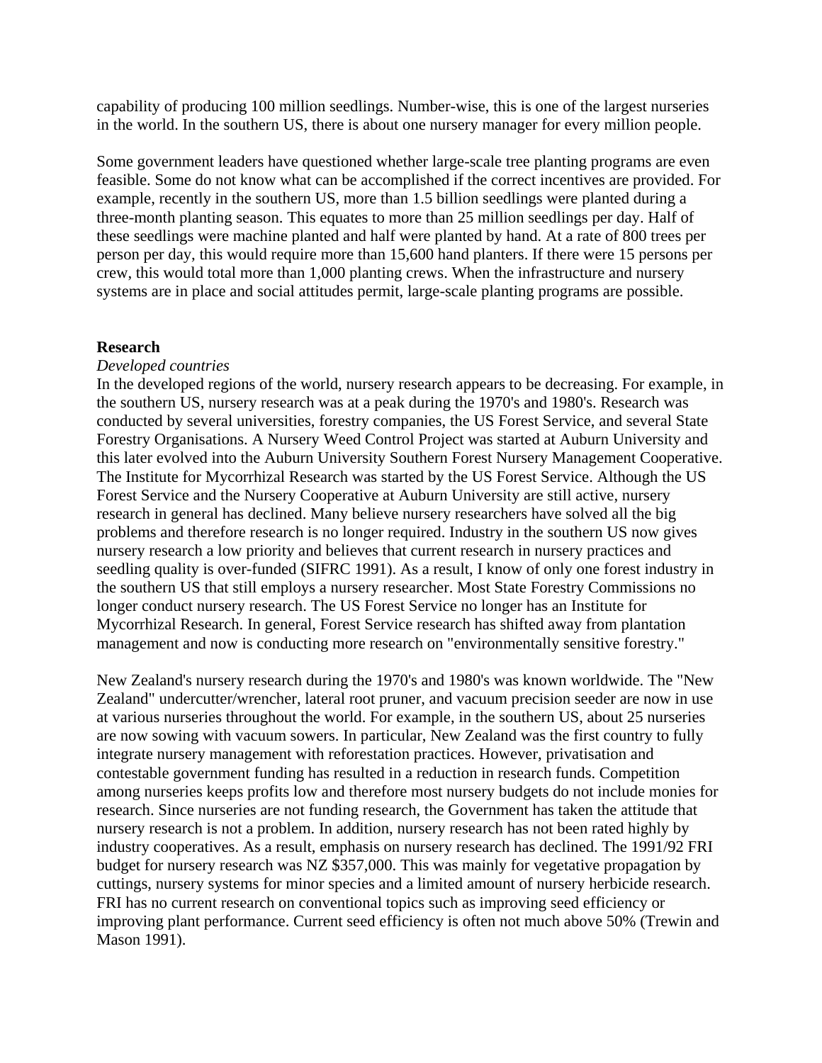capability of producing 100 million seedlings. Number-wise, this is one of the largest nurseries in the world. In the southern US, there is about one nursery manager for every million people.

Some government leaders have questioned whether large-scale tree planting programs are even feasible. Some do not know what can be accomplished if the correct incentives are provided. For example, recently in the southern US, more than 1.5 billion seedlings were planted during a three-month planting season. This equates to more than 25 million seedlings per day. Half of these seedlings were machine planted and half were planted by hand. At a rate of 800 trees per person per day, this would require more than 15,600 hand planters. If there were 15 persons per crew, this would total more than 1,000 planting crews. When the infrastructure and nursery systems are in place and social attitudes permit, large-scale planting programs are possible.

**Research**

*Developed countries*

In the developed regions of the world, nursery research appears to be decreasing. For example, in the southern US, nursery research was at a peak during the 1970's and 1980's. Research was conducted by several universities, forestry companies, the US Forest Service, and several State Forestry Organisations. A Nursery Weed Control Project was started at Auburn University and this later evolved into the Auburn University Southern Forest Nursery Management Cooperative. The Institute for Mycorrhizal Research was started by the US Forest Service. Although the US Forest Service and the Nursery Cooperative at Auburn University are still active, nursery research in general has declined. Many believe nursery researchers have solved all the big problems and therefore research is no longer required. Industry in the southern US now gives nursery research a low priority and believes that current research in nursery practices and seedling quality is over-funded (SIFRC 1991). As a result, I know of only one forest industry in the southern US that still employs a nursery researcher. Most State Forestry Commissions no longer conduct nursery research. The US Forest Service no longer has an Institute for Mycorrhizal Research. In general, Forest Service research has shifted away from plantation management and now is conducting more research on "environmentally sensitive forestry."

New Zealand's nursery research during the 1970's and 1980's was known worldwide. The "New Zealand" undercutter/wrencher, lateral root pruner, and vacuum precision seeder are now in use at various nurseries throughout the world. For example, in the southern US, about 25 nurseries are now sowing with vacuum sowers. In particular, New Zealand was the first country to fully integrate nursery management with reforestation practices. However, privatisation and contestable government funding has resulted in a reduction in research funds. Competition among nurseries keeps profits low and therefore most nursery budgets do not include monies for research. Since nurseries are not funding research, the Government has taken the attitude that nursery research is not a problem. In addition, nursery research has not been rated highly by industry cooperatives. As a result, emphasis on nursery research has declined. The 1991/92 FRI budget for nursery research was NZ $357,000. This was mainly for vegetative propagation by cuttings, nursery systems for minor species and a limited amount of nursery herbicide research. FRI has no current research on conventional topics such as improving seed efficiency or improving plant performance. Current seed efficiency is often not much above 50% (Trewin and Mason 1991).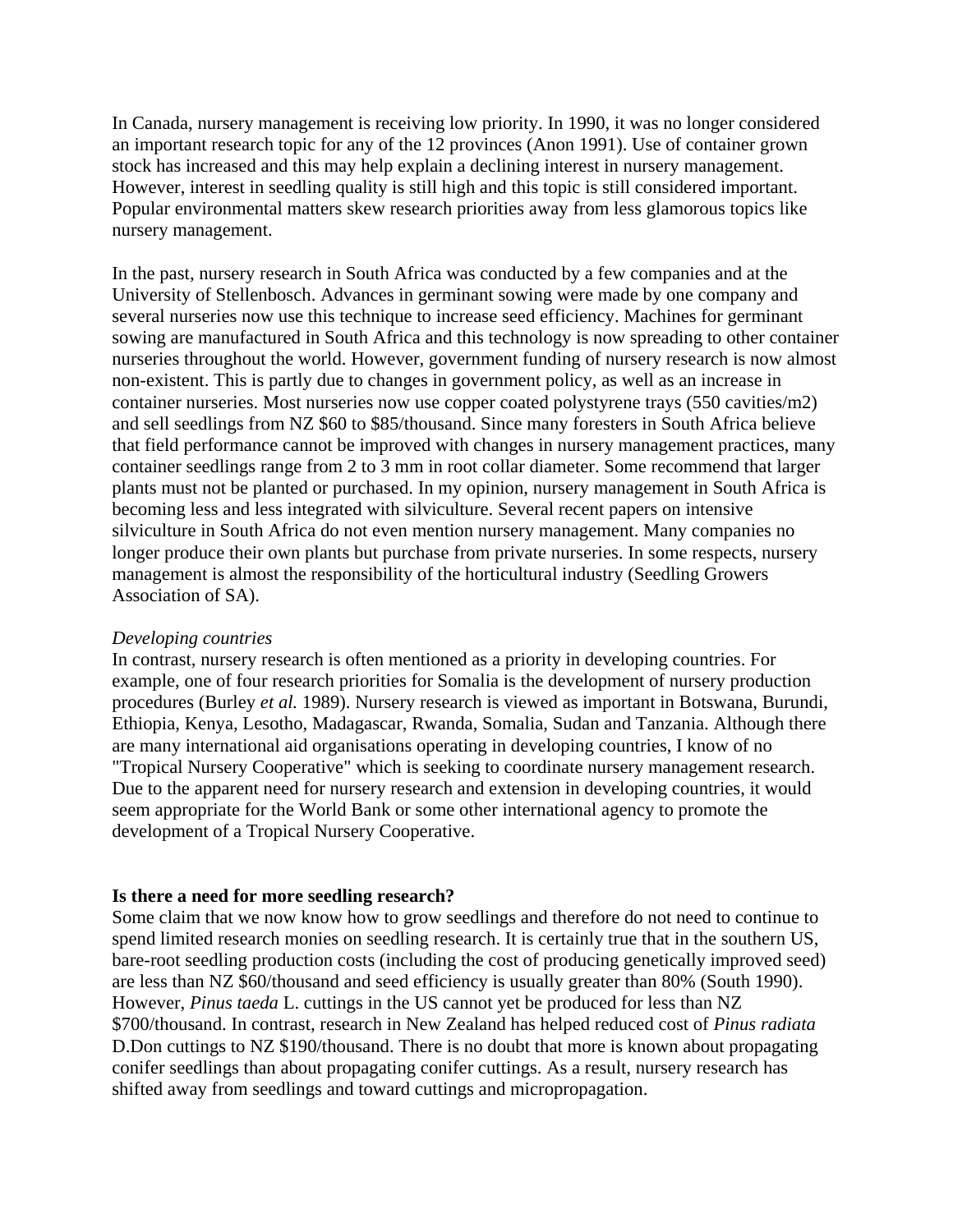In Canada, nursery management is receiving low priority. In 1990, it was no longer considered an important research topic for any of the 12 provinces (Anon 1991). Use of container grown stock has increased and this may help explain a declining interest in nursery management. However, interest in seedling quality is still high and this topic is still considered important. Popular environmental matters skew research priorities away from less glamorous topics like nursery management.

In the past, nursery research in South Africa was conducted by a few companies and at the University of Stellenbosch. Advances in germinant sowing were made by one company and several nurseries now use this technique to increase seed efficiency. Machines for germinant sowing are manufactured in South Africa and this technology is now spreading to other container nurseries throughout the world. However, government funding of nursery research is now almost non-existent. This is partly due to changes in government policy, as well as an increase in container nurseries. Most nurseries now use copper coated polystyrene trays (550 cavities/m2) and sell seedlings from NZ $60 to $85/thousand. Since many foresters in South Africa believe that field performance cannot be improved with changes in nursery management practices, many container seedlings range from 2 to 3 mm in root collar diameter. Some recommend that larger plants must not be planted or purchased. In my opinion, nursery management in South Africa is becoming less and less integrated with silviculture. Several recent papers on intensive silviculture in South Africa do not even mention nursery management. Many companies no longer produce their own plants but purchase from private nurseries. In some respects, nursery management is almost the responsibility of the horticultural industry (Seedling Growers Association of SA).

*Developing countries*

In contrast, nursery research is often mentioned as a priority in developing countries. For example, one of four research priorities for Somalia is the development of nursery production procedures (Burley *et al.* 1989). Nursery research is viewed as important in Botswana, Burundi, Ethiopia, Kenya, Lesotho, Madagascar, Rwanda, Somalia, Sudan and Tanzania. Although there are many international aid organisations operating in developing countries, I know of no "Tropical Nursery Cooperative" which is seeking to coordinate nursery management research. Due to the apparent need for nursery research and extension in developing countries, it would seem appropriate for the World Bank or some other international agency to promote the development of a Tropical Nursery Cooperative.

**Is there a need for more seedling research?**

Some claim that we now know how to grow seedlings and therefore do not need to continue to spend limited research monies on seedling research. It is certainly true that in the southern US, bare-root seedling production costs (including the cost of producing genetically improved seed) are less than NZ $60/thousand and seed efficiency is usually greater than 80% (South 1990). However, *Pinus taeda* L. cuttings in the US cannot yet be produced for less than NZ $700/thousand. In contrast, research in New Zealand has helped reduced cost of *Pinus radiata* D.Don cuttings to NZ $190/thousand. There is no doubt that more is known about propagating conifer seedlings than about propagating conifer cuttings. As a result, nursery research has shifted away from seedlings and toward cuttings and micropropagation.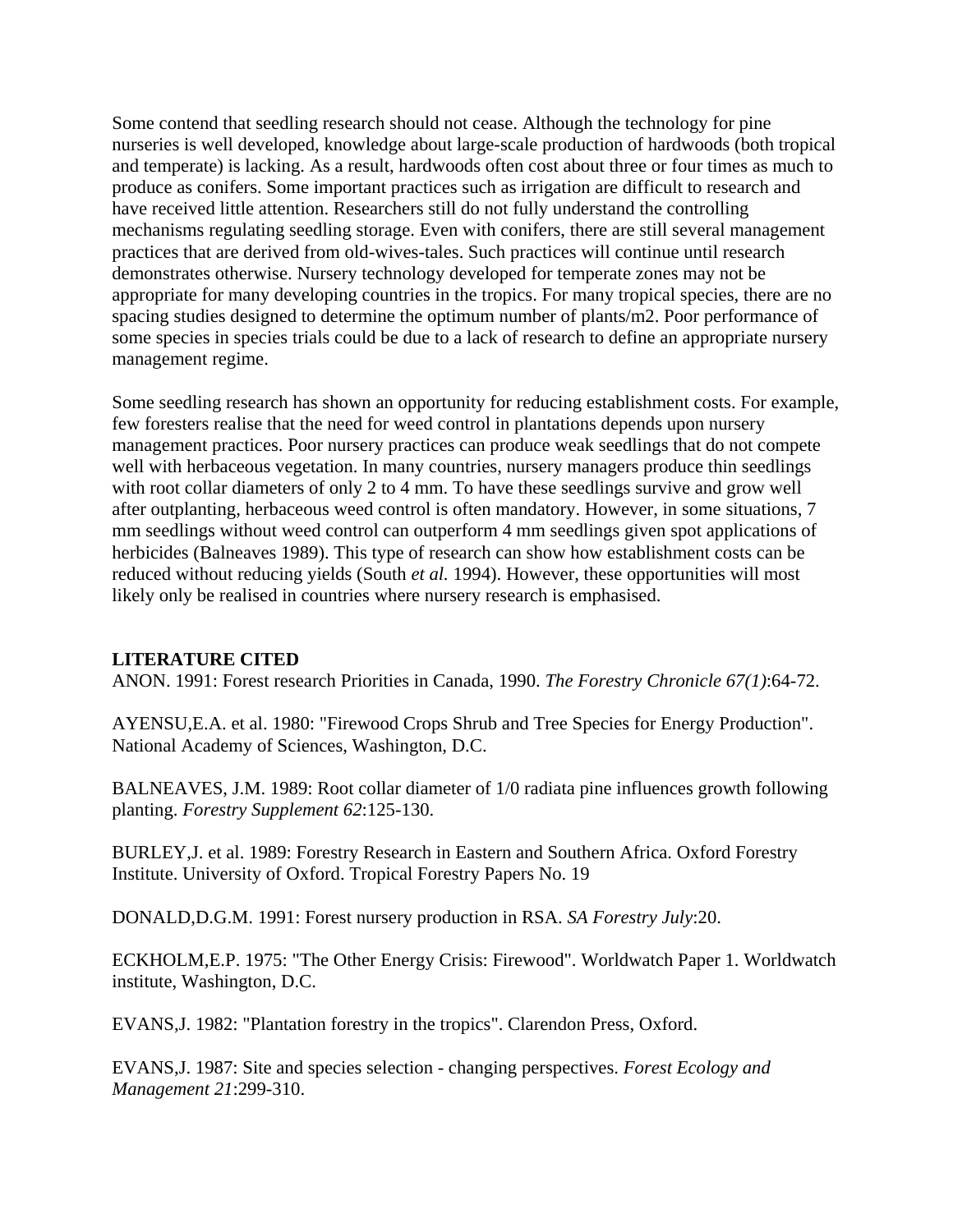Some contend that seedling research should not cease. Although the technology for pine nurseries is well developed, knowledge about large-scale production of hardwoods (both tropical and temperate) is lacking. As a result, hardwoods often cost about three or four times as much to produce as conifers. Some important practices such as irrigation are difficult to research and have received little attention. Researchers still do not fully understand the controlling mechanisms regulating seedling storage. Even with conifers, there are still several management practices that are derived from old-wives-tales. Such practices will continue until research demonstrates otherwise. Nursery technology developed for temperate zones may not be appropriate for many developing countries in the tropics. For many tropical species, there are no spacing studies designed to determine the optimum number of plants/m2. Poor performance of some species in species trials could be due to a lack of research to define an appropriate nursery management regime.

Some seedling research has shown an opportunity for reducing establishment costs. For example, few foresters realise that the need for weed control in plantations depends upon nursery management practices. Poor nursery practices can produce weak seedlings that do not compete well with herbaceous vegetation. In many countries, nursery managers produce thin seedlings with root collar diameters of only 2 to 4 mm. To have these seedlings survive and grow well after outplanting, herbaceous weed control is often mandatory. However, in some situations, 7 mm seedlings without weed control can outperform 4 mm seedlings given spot applications of herbicides (Balneaves 1989). This type of research can show how establishment costs can be reduced without reducing yields (South *et al.* 1994). However, these opportunities will most likely only be realised in countries where nursery research is emphasised.

**LITERATURE CITED**

ANON. 1991: Forest research Priorities in Canada, 1990. *The Forestry Chronicle 67(1)*:64-72.

AYENSU,E.A. et al. 1980: "Firewood Crops Shrub and Tree Species for Energy Production". National Academy of Sciences, Washington, D.C.

BALNEAVES, J.M. 1989: Root collar diameter of 1/0 radiata pine influences growth following planting. *Forestry Supplement 62*:125-130.

BURLEY,J. et al. 1989: Forestry Research in Eastern and Southern Africa. Oxford Forestry Institute. University of Oxford. Tropical Forestry Papers No. 19

DONALD,D.G.M. 1991: Forest nursery production in RSA. *SA Forestry July*:20.

ECKHOLM,E.P. 1975: "The Other Energy Crisis: Firewood". Worldwatch Paper 1. Worldwatch institute, Washington, D.C.

EVANS,J. 1982: "Plantation forestry in the tropics". Clarendon Press, Oxford.

EVANS,J. 1987: Site and species selection - changing perspectives. *Forest Ecology and Management 21*:299-310.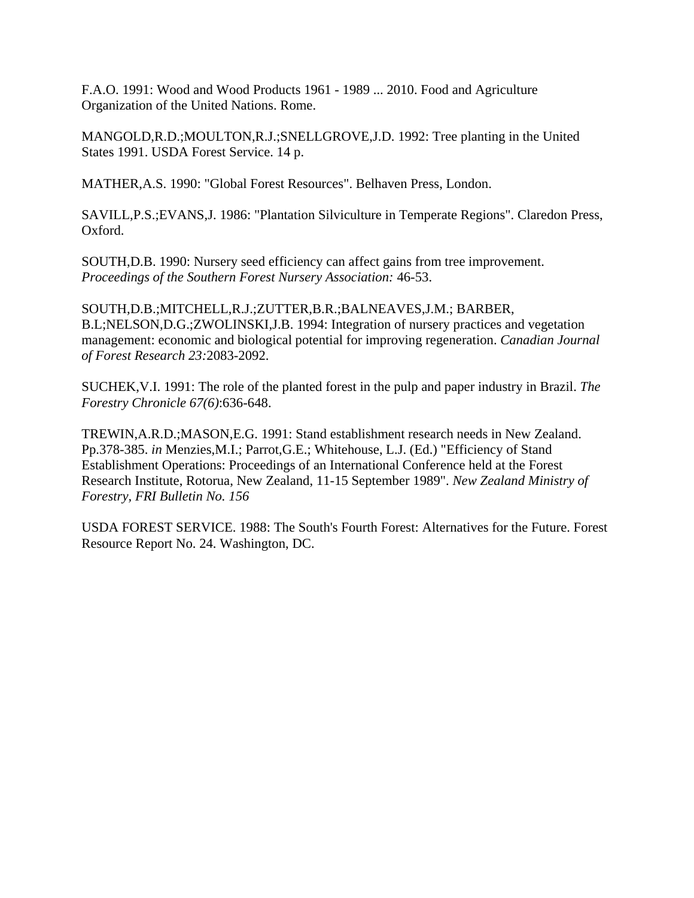F.A.O. 1991: Wood and Wood Products 1961 - 1989 ... 2010. Food and Agriculture Organization of the United Nations. Rome.

MANGOLD,R.D.;MOULTON,R.J.;SNELLGROVE,J.D. 1992: Tree planting in the United States 1991. USDA Forest Service. 14 p.

MATHER,A.S. 1990: "Global Forest Resources". Belhaven Press, London.

SAVILL,P.S.;EVANS,J. 1986: "Plantation Silviculture in Temperate Regions". Claredon Press, Oxford.

SOUTH,D.B. 1990: Nursery seed efficiency can affect gains from tree improvement. *Proceedings of the Southern Forest Nursery Association:* 46-53.

SOUTH,D.B.;MITCHELL,R.J.;ZUTTER,B.R.;BALNEAVES,J.M.; BARBER, B.L;NELSON,D.G.;ZWOLINSKI,J.B. 1994: Integration of nursery practices and vegetation management: economic and biological potential for improving regeneration. *Canadian Journal of Forest Research 23:*2083-2092.

SUCHEK,V.I. 1991: The role of the planted forest in the pulp and paper industry in Brazil. *The Forestry Chronicle 67(6)*:636-648.

TREWIN,A.R.D.;MASON,E.G. 1991: Stand establishment research needs in New Zealand. Pp.378-385. *in* Menzies,M.I.; Parrot,G.E.; Whitehouse, L.J. (Ed.) "Efficiency of Stand Establishment Operations: Proceedings of an International Conference held at the Forest Research Institute, Rotorua, New Zealand, 11-15 September 1989". *New Zealand Ministry of Forestry, FRI Bulletin No. 156*

USDA FOREST SERVICE. 1988: The South's Fourth Forest: Alternatives for the Future. Forest Resource Report No. 24. Washington, DC.